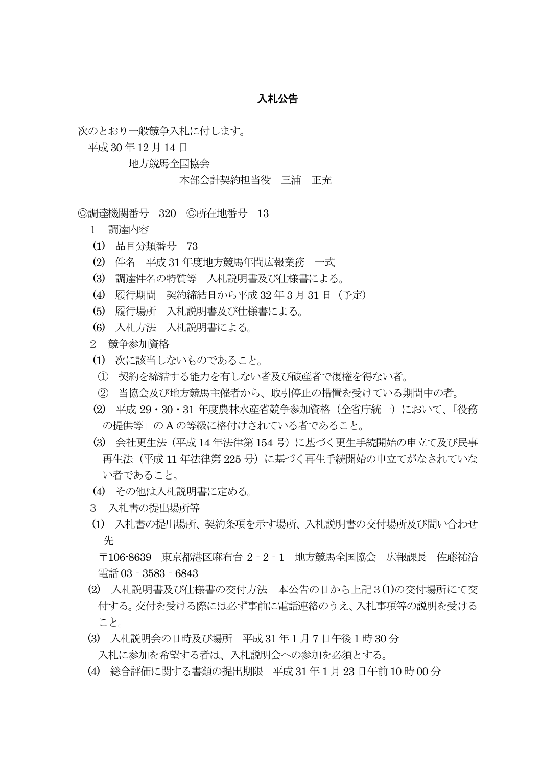# 入札公告

次のとおり一般競争入札に付します。

平成 30 年 12 月 14 日

地方競馬全国協会

本部会計契約担当役　三浦　正充

◎調達機関番号　320　◎所在地番号　13

1　調達内容

(1)　品目分類番号　73

(2)　件名　平成 31 年度地方競馬年間広報業務　一式

(3)　調達件名の特質等　入札説明書及び仕様書による。

(4)　履行期間　契約締結日から平成 32 年 3 月 31 日（予定）

(5)　履行場所　入札説明書及び仕様書による。

(6)　入札方法　入札説明書による。

2　競争参加資格

(1)　次に該当しないものであること。

①　契約を締結する能力を有しない者及び破産者で復権を得ない者。

②　当協会及び地方競馬主催者から、取引停止の措置を受けている期間中の者。

(2)　平成 29・30・31 年度農林水産省競争参加資格（全省庁統一）において、「役務の提供等」の A の等級に格付けされている者であること。

(3)　会社更生法（平成 14 年法律第 154 号）に基づく更生手続開始の申立て及び民事再生法（平成 11 年法律第 225 号）に基づく再生手続開始の申立てがなされていない者であること。

(4)　その他は入札説明書に定める。

3　入札書の提出場所等

(1)　入札書の提出場所、契約条項を示す場所、入札説明書の交付場所及び問い合わせ先

〒106-8639　東京都港区麻布台 2 - 2 - 1　地方競馬全国協会　広報課長　佐藤祐治　電話 03 - 3583 - 6843

(2)　入札説明書及び仕様書の交付方法　本公告の日から上記 3 (1)の交付場所にて交付する。交付を受ける際には必ず事前に電話連絡のうえ、入札事項等の説明を受けること。

(3)　入札説明会の日時及び場所　平成 31 年 1 月 7 日午後 1 時 30 分

入札に参加を希望する者は、入札説明会への参加を必須とする。

(4)　総合評価に関する書類の提出期限　平成 31 年 1 月 23 日午前 10 時 00 分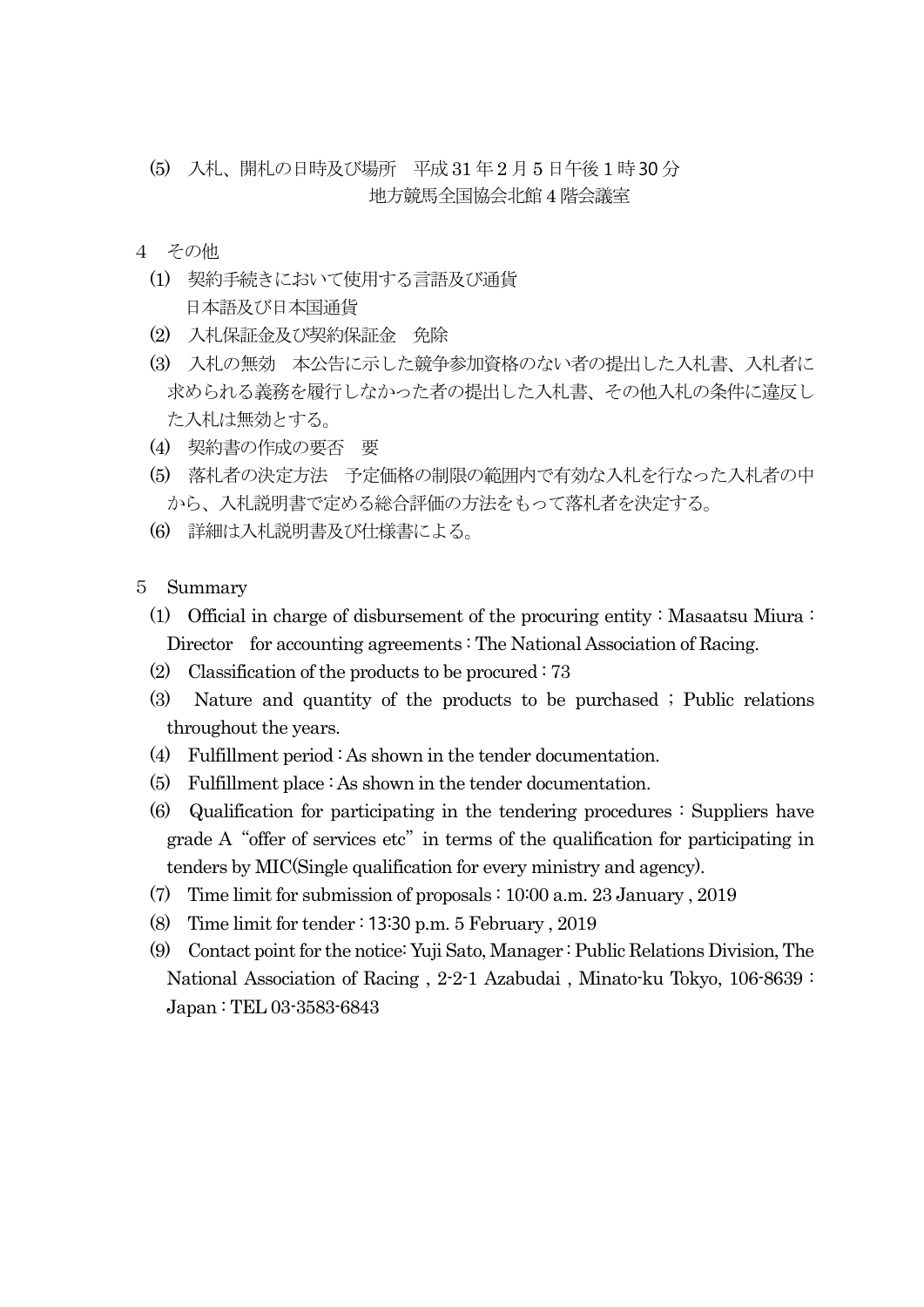(5) 入札、開札の日時及び場所　平成 31 年 2 月 5 日午後 1 時 30 分
地方競馬全国協会北館 4 階会議室

4　その他

(1) 契約手続きにおいて使用する言語及び通貨
日本語及び日本国通貨

(2) 入札保証金及び契約保証金　免除

(3) 入札の無効　本公告に示した競争参加資格のない者の提出した入札書、入札者に求められる義務を履行しなかった者の提出した入札書、その他入札の条件に違反した入札は無効とする。

(4) 契約書の作成の要否　要

(5) 落札者の決定方法　予定価格の制限の範囲内で有効な入札を行なった入札者の中から、入札説明書で定める総合評価の方法をもって落札者を決定する。

(6) 詳細は入札説明書及び仕様書による。

5　Summary

(1) Official in charge of disbursement of the procuring entity : Masaatsu Miura : Director　for accounting agreements : The National Association of Racing.

(2) Classification of the products to be procured : 73

(3) Nature and quantity of the products to be purchased ; Public relations throughout the years.

(4) Fulfillment period : As shown in the tender documentation.

(5) Fulfillment place : As shown in the tender documentation.

(6) Qualification for participating in the tendering procedures : Suppliers have grade A "offer of services etc" in terms of the qualification for participating in tenders by MIC(Single qualification for every ministry and agency).

(7) Time limit for submission of proposals : 10:00 a.m. 23 January , 2019

(8) Time limit for tender : 13:30 p.m. 5 February , 2019

(9) Contact point for the notice: Yuji Sato, Manager : Public Relations Division, The National Association of Racing , 2-2-1 Azabudai , Minato-ku Tokyo, 106-8639 : Japan : TEL 03-3583-6843